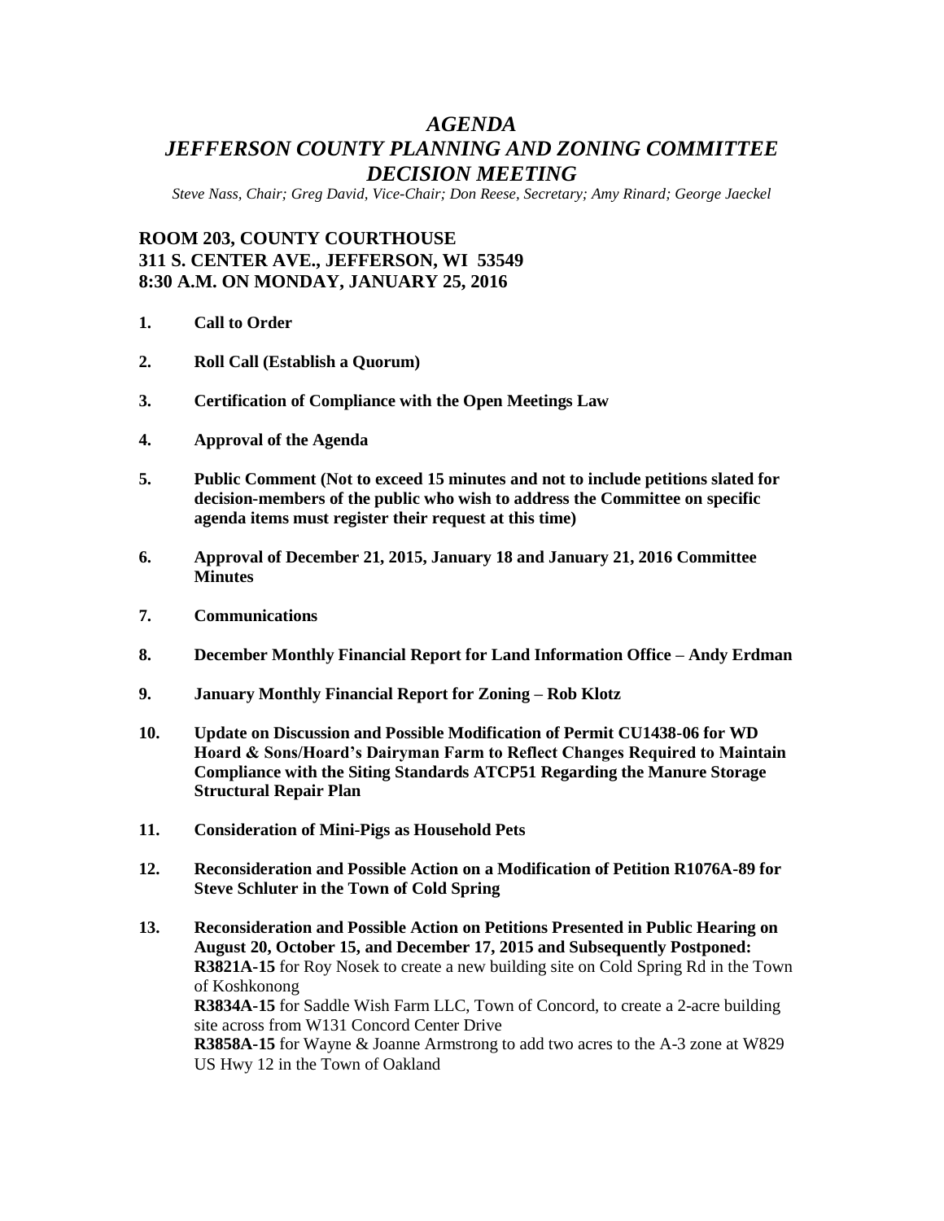# *AGENDA*
# *JEFFERSON COUNTY PLANNING AND ZONING COMMITTEE DECISION MEETING*

*Steve Nass, Chair; Greg David, Vice-Chair; Don Reese, Secretary; Amy Rinard; George Jaeckel*

## ROOM 203, COUNTY COURTHOUSE
## 311 S. CENTER AVE., JEFFERSON, WI 53549
## 8:30 A.M. ON MONDAY, JANUARY 25, 2016

1. **Call to Order**

2. **Roll Call (Establish a Quorum)**

3. **Certification of Compliance with the Open Meetings Law**

4. **Approval of the Agenda**

5. **Public Comment (Not to exceed 15 minutes and not to include petitions slated for decision-members of the public who wish to address the Committee on specific agenda items must register their request at this time)**

6. **Approval of December 21, 2015, January 18 and January 21, 2016 Committee Minutes**

7. **Communications**

8. **December Monthly Financial Report for Land Information Office – Andy Erdman**

9. **January Monthly Financial Report for Zoning – Rob Klotz**

10. **Update on Discussion and Possible Modification of Permit CU1438-06 for WD Hoard & Sons/Hoard's Dairyman Farm to Reflect Changes Required to Maintain Compliance with the Siting Standards ATCP51 Regarding the Manure Storage Structural Repair Plan**

11. **Consideration of Mini-Pigs as Household Pets**

12. **Reconsideration and Possible Action on a Modification of Petition R1076A-89 for Steve Schluter in the Town of Cold Spring**

13. **Reconsideration and Possible Action on Petitions Presented in Public Hearing on August 20, October 15, and December 17, 2015 and Subsequently Postponed:**
    **R3821A-15** for Roy Nosek to create a new building site on Cold Spring Rd in the Town of Koshkonong
    **R3834A-15** for Saddle Wish Farm LLC, Town of Concord, to create a 2-acre building site across from W131 Concord Center Drive
    **R3858A-15** for Wayne & Joanne Armstrong to add two acres to the A-3 zone at W829 US Hwy 12 in the Town of Oakland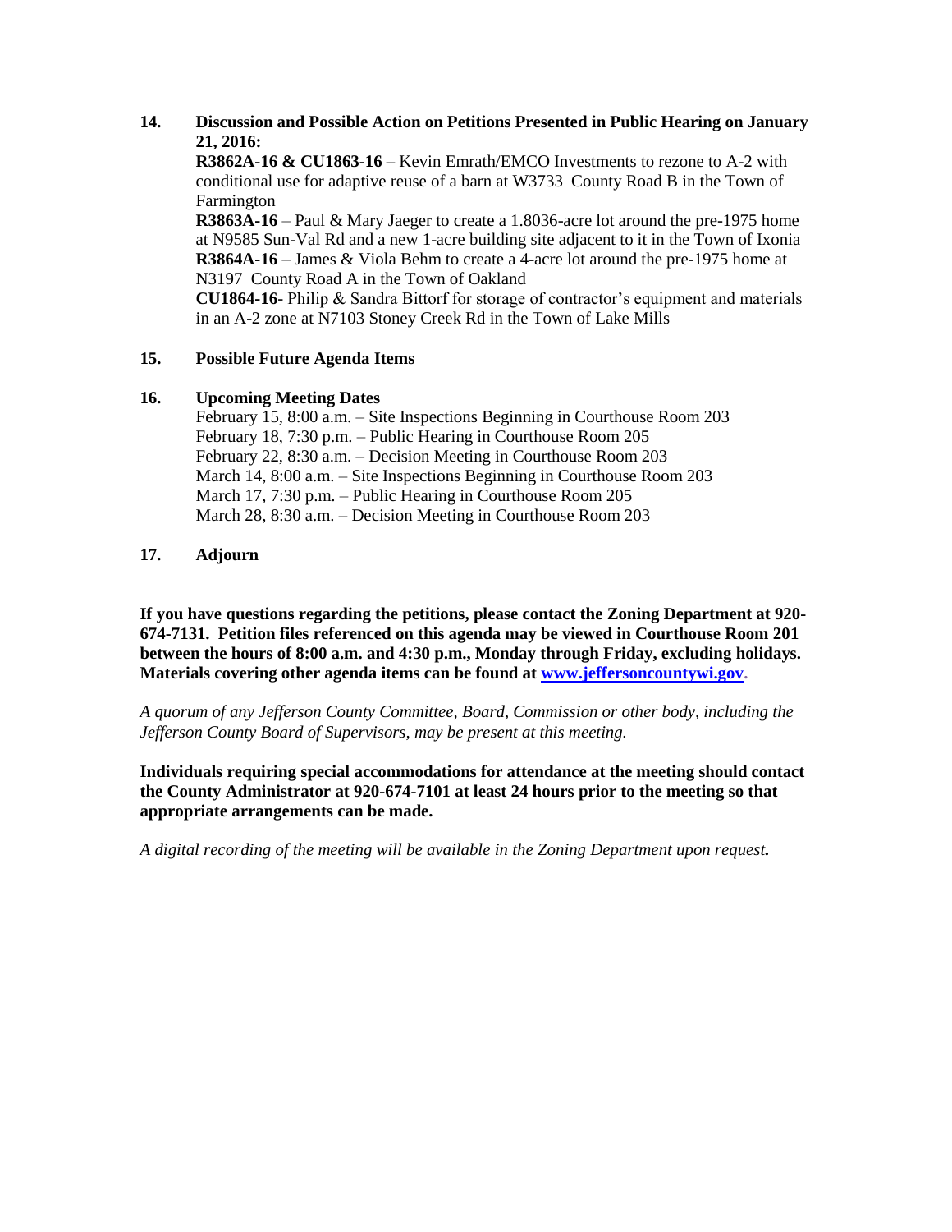**14. Discussion and Possible Action on Petitions Presented in Public Hearing on January 21, 2016:**

**R3862A-16 & CU1863-16** – Kevin Emrath/EMCO Investments to rezone to A-2 with conditional use for adaptive reuse of a barn at W3733 County Road B in the Town of Farmington

**R3863A-16** – Paul & Mary Jaeger to create a 1.8036-acre lot around the pre-1975 home at N9585 Sun-Val Rd and a new 1-acre building site adjacent to it in the Town of Ixonia

**R3864A-16** – James & Viola Behm to create a 4-acre lot around the pre-1975 home at N3197 County Road A in the Town of Oakland

**CU1864-16**- Philip & Sandra Bittorf for storage of contractor's equipment and materials in an A-2 zone at N7103 Stoney Creek Rd in the Town of Lake Mills

**15. Possible Future Agenda Items**

**16. Upcoming Meeting Dates**

February 15, 8:00 a.m. – Site Inspections Beginning in Courthouse Room 203
February 18, 7:30 p.m. – Public Hearing in Courthouse Room 205
February 22, 8:30 a.m. – Decision Meeting in Courthouse Room 203
March 14, 8:00 a.m. – Site Inspections Beginning in Courthouse Room 203
March 17, 7:30 p.m. – Public Hearing in Courthouse Room 205
March 28, 8:30 a.m. – Decision Meeting in Courthouse Room 203

**17. Adjourn**

**If you have questions regarding the petitions, please contact the Zoning Department at 920-674-7131. Petition files referenced on this agenda may be viewed in Courthouse Room 201 between the hours of 8:00 a.m. and 4:30 p.m., Monday through Friday, excluding holidays. Materials covering other agenda items can be found at [www.jeffersoncountywi.gov](www.jeffersoncountywi.gov).**

*A quorum of any Jefferson County Committee, Board, Commission or other body, including the Jefferson County Board of Supervisors, may be present at this meeting.*

**Individuals requiring special accommodations for attendance at the meeting should contact the County Administrator at 920-674-7101 at least 24 hours prior to the meeting so that appropriate arrangements can be made.**

*A digital recording of the meeting will be available in the Zoning Department upon request.*